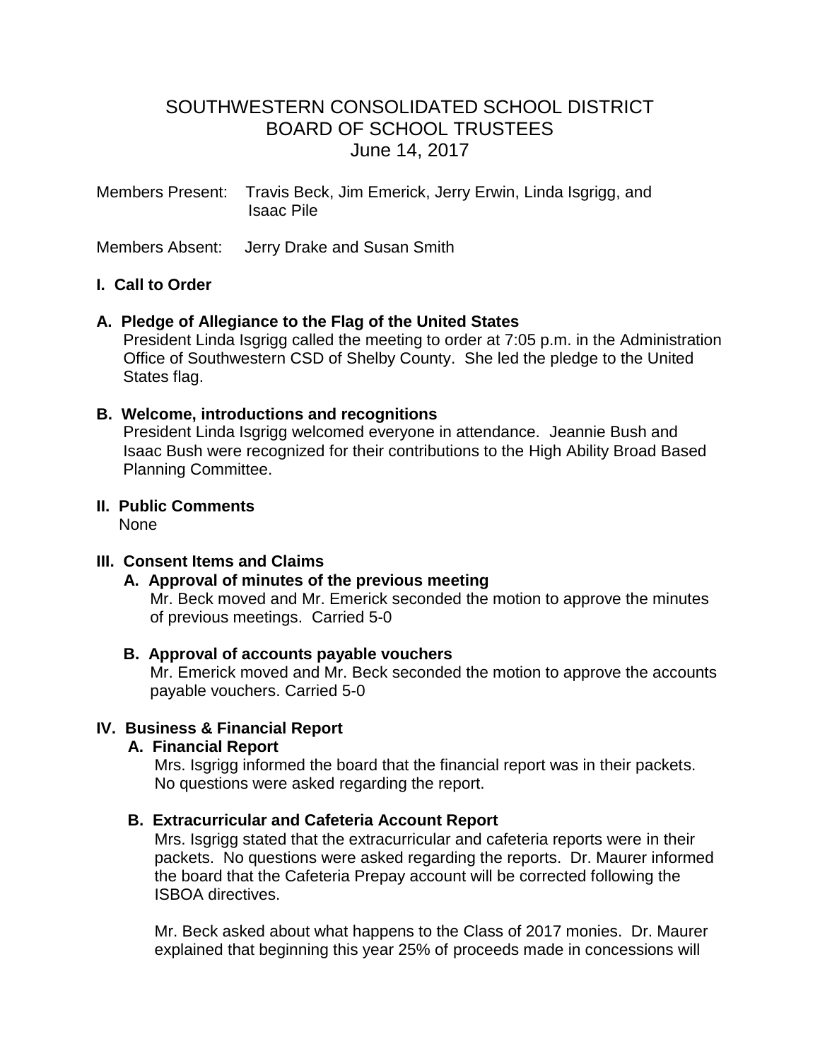# SOUTHWESTERN CONSOLIDATED SCHOOL DISTRICT
# BOARD OF SCHOOL TRUSTEES
# June 14, 2017

Members Present: Travis Beck, Jim Emerick, Jerry Erwin, Linda Isgrigg, and Isaac Pile

Members Absent: Jerry Drake and Susan Smith

**I. Call to Order**

**A. Pledge of Allegiance to the Flag of the United States**

President Linda Isgrigg called the meeting to order at 7:05 p.m. in the Administration Office of Southwestern CSD of Shelby County. She led the pledge to the United States flag.

**B. Welcome, introductions and recognitions**

President Linda Isgrigg welcomed everyone in attendance. Jeannie Bush and Isaac Bush were recognized for their contributions to the High Ability Broad Based Planning Committee.

**II. Public Comments**

None

**III. Consent Items and Claims**

**A. Approval of minutes of the previous meeting**

Mr. Beck moved and Mr. Emerick seconded the motion to approve the minutes of previous meetings. Carried 5-0

**B. Approval of accounts payable vouchers**

Mr. Emerick moved and Mr. Beck seconded the motion to approve the accounts payable vouchers. Carried 5-0

**IV. Business & Financial Report**

**A. Financial Report**

Mrs. Isgrigg informed the board that the financial report was in their packets. No questions were asked regarding the report.

**B. Extracurricular and Cafeteria Account Report**

Mrs. Isgrigg stated that the extracurricular and cafeteria reports were in their packets. No questions were asked regarding the reports. Dr. Maurer informed the board that the Cafeteria Prepay account will be corrected following the ISBOA directives.

Mr. Beck asked about what happens to the Class of 2017 monies. Dr. Maurer explained that beginning this year 25% of proceeds made in concessions will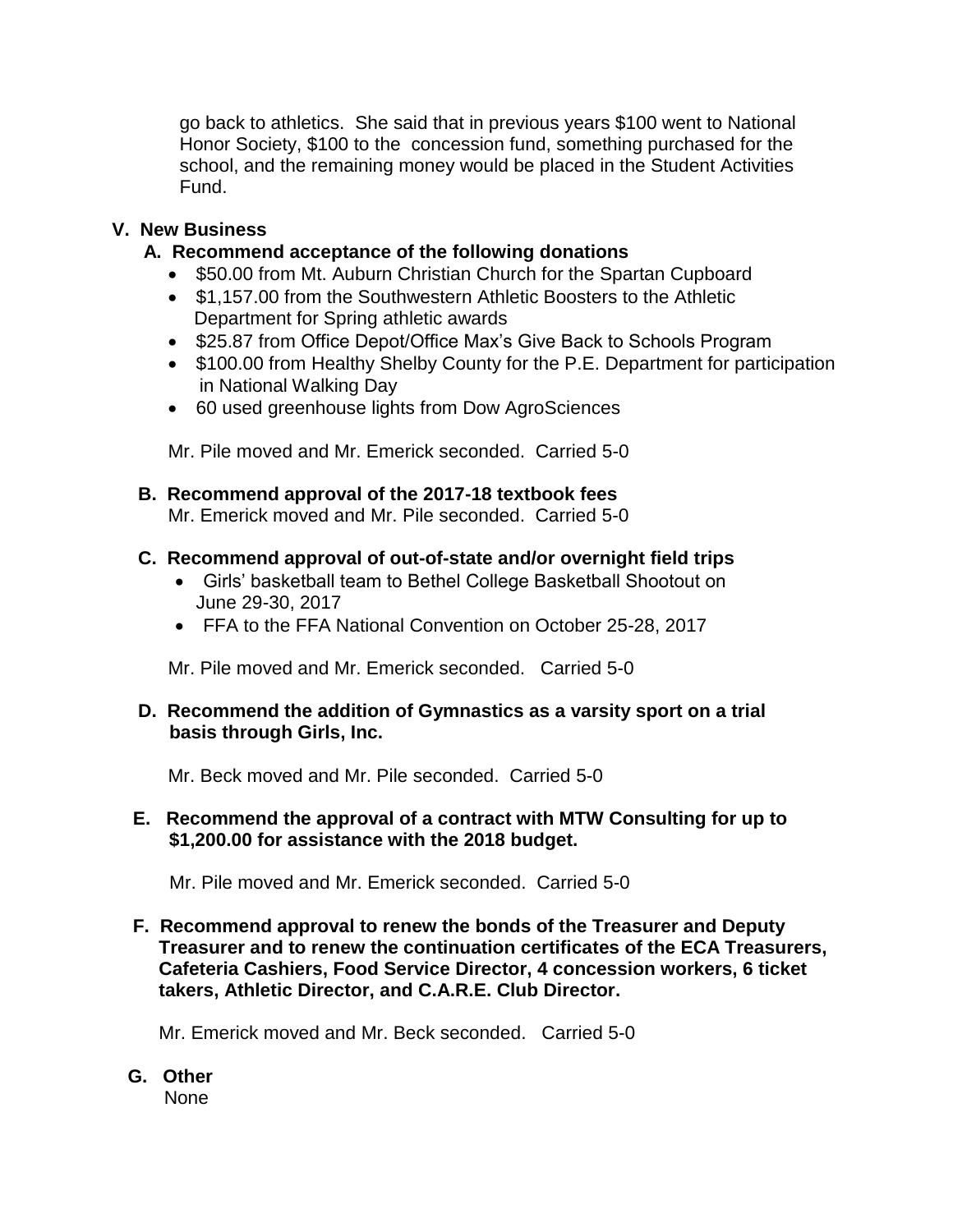go back to athletics. She said that in previous years $100 went to National Honor Society, $100 to the concession fund, something purchased for the school, and the remaining money would be placed in the Student Activities Fund.

## V. New Business

### A. Recommend acceptance of the following donations

- $50.00 from Mt. Auburn Christian Church for the Spartan Cupboard
- $1,157.00 from the Southwestern Athletic Boosters to the Athletic Department for Spring athletic awards
- $25.87 from Office Depot/Office Max's Give Back to Schools Program
- $100.00 from Healthy Shelby County for the P.E. Department for participation in National Walking Day
- 60 used greenhouse lights from Dow AgroSciences

Mr. Pile moved and Mr. Emerick seconded. Carried 5-0

### B. Recommend approval of the 2017-18 textbook fees

Mr. Emerick moved and Mr. Pile seconded. Carried 5-0

### C. Recommend approval of out-of-state and/or overnight field trips

- Girls' basketball team to Bethel College Basketball Shootout on June 29-30, 2017
- FFA to the FFA National Convention on October 25-28, 2017

Mr. Pile moved and Mr. Emerick seconded. Carried 5-0

### D. Recommend the addition of Gymnastics as a varsity sport on a trial basis through Girls, Inc.

Mr. Beck moved and Mr. Pile seconded. Carried 5-0

### E. Recommend the approval of a contract with MTW Consulting for up to $1,200.00 for assistance with the 2018 budget.

Mr. Pile moved and Mr. Emerick seconded. Carried 5-0

### F. Recommend approval to renew the bonds of the Treasurer and Deputy Treasurer and to renew the continuation certificates of the ECA Treasurers, Cafeteria Cashiers, Food Service Director, 4 concession workers, 6 ticket takers, Athletic Director, and C.A.R.E. Club Director.

Mr. Emerick moved and Mr. Beck seconded. Carried 5-0

### G. Other

None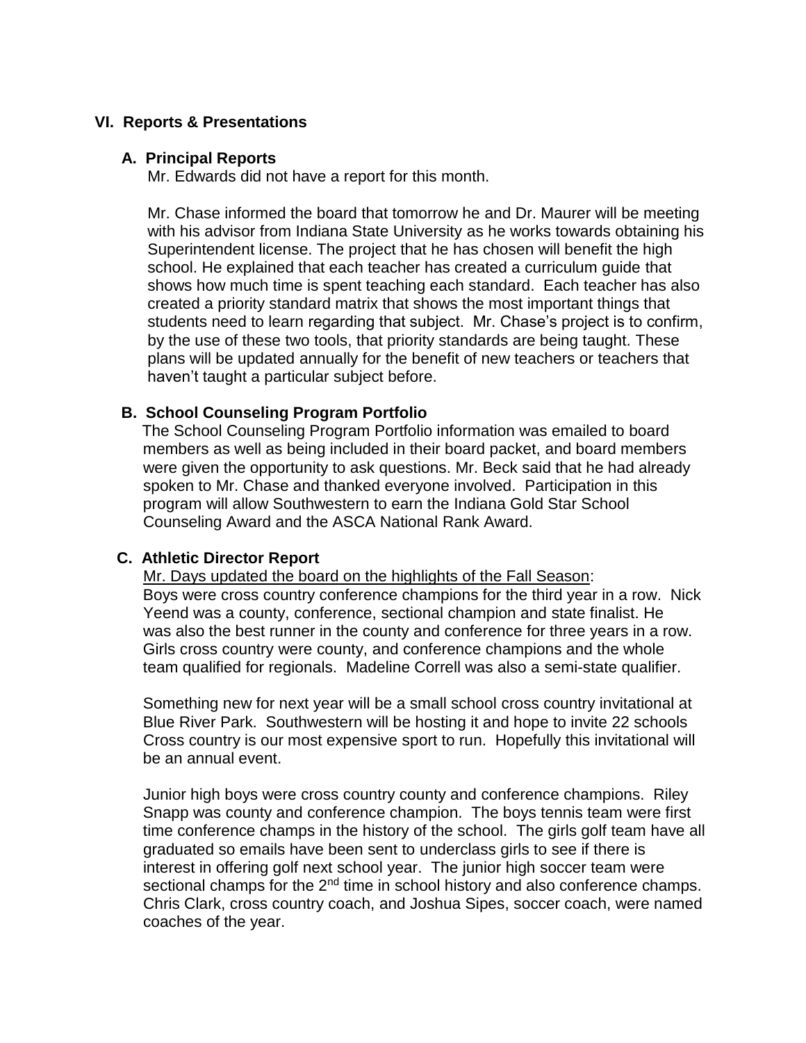## VI. Reports & Presentations

### A. Principal Reports

Mr. Edwards did not have a report for this month.

Mr. Chase informed the board that tomorrow he and Dr. Maurer will be meeting with his advisor from Indiana State University as he works towards obtaining his Superintendent license. The project that he has chosen will benefit the high school. He explained that each teacher has created a curriculum guide that shows how much time is spent teaching each standard. Each teacher has also created a priority standard matrix that shows the most important things that students need to learn regarding that subject. Mr. Chase's project is to confirm, by the use of these two tools, that priority standards are being taught. These plans will be updated annually for the benefit of new teachers or teachers that haven't taught a particular subject before.

### B. School Counseling Program Portfolio

The School Counseling Program Portfolio information was emailed to board members as well as being included in their board packet, and board members were given the opportunity to ask questions. Mr. Beck said that he had already spoken to Mr. Chase and thanked everyone involved. Participation in this program will allow Southwestern to earn the Indiana Gold Star School Counseling Award and the ASCA National Rank Award.

### C. Athletic Director Report

Mr. Days updated the board on the highlights of the Fall Season:
Boys were cross country conference champions for the third year in a row. Nick Yeend was a county, conference, sectional champion and state finalist. He was also the best runner in the county and conference for three years in a row. Girls cross country were county, and conference champions and the whole team qualified for regionals. Madeline Correll was also a semi-state qualifier.

Something new for next year will be a small school cross country invitational at Blue River Park. Southwestern will be hosting it and hope to invite 22 schools Cross country is our most expensive sport to run. Hopefully this invitational will be an annual event.

Junior high boys were cross country county and conference champions. Riley Snapp was county and conference champion. The boys tennis team were first time conference champs in the history of the school. The girls golf team have all graduated so emails have been sent to underclass girls to see if there is interest in offering golf next school year. The junior high soccer team were sectional champs for the 2nd time in school history and also conference champs. Chris Clark, cross country coach, and Joshua Sipes, soccer coach, were named coaches of the year.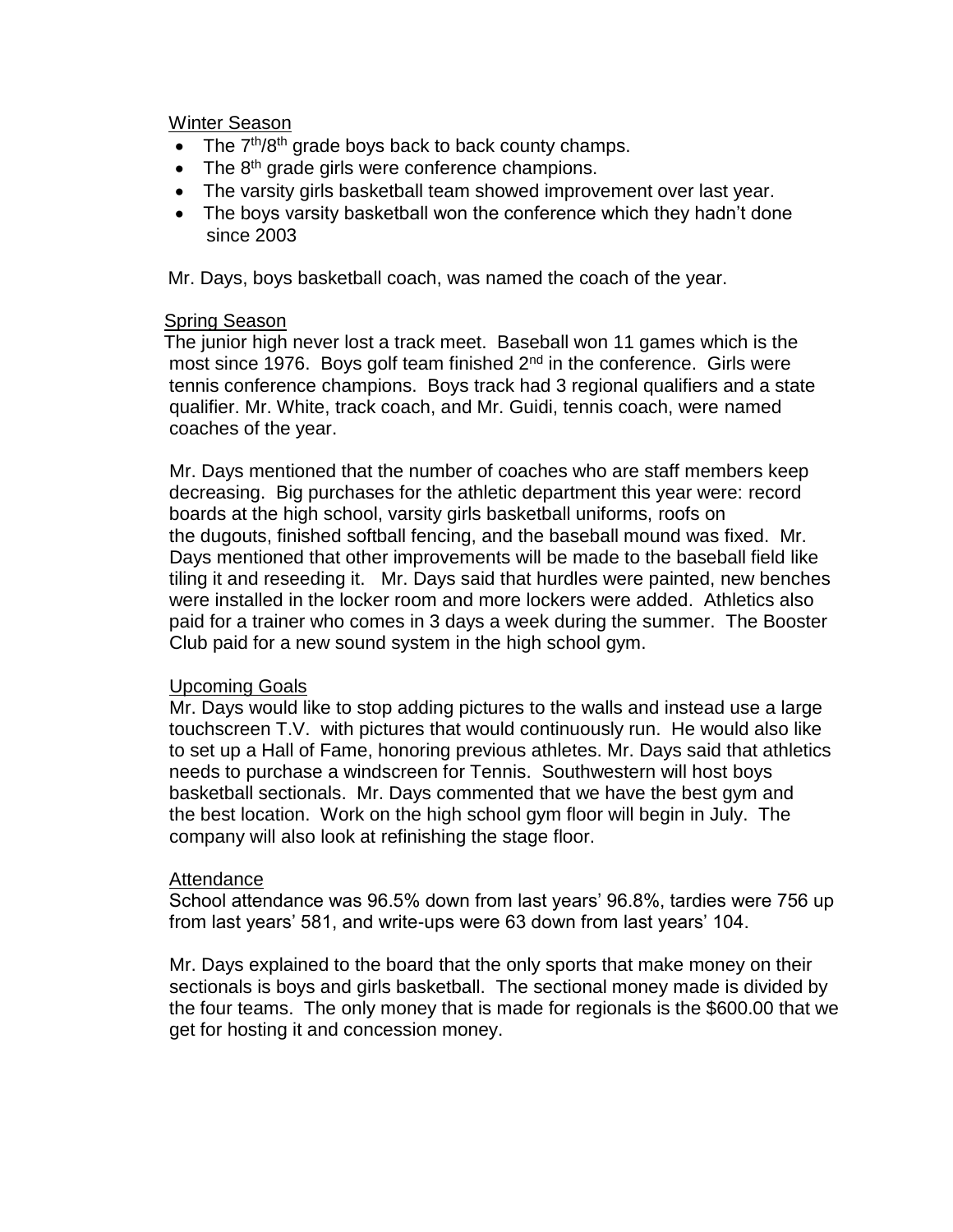Winter Season

- The 7th/8th grade boys back to back county champs.
- The 8th grade girls were conference champions.
- The varsity girls basketball team showed improvement over last year.
- The boys varsity basketball won the conference which they hadn't done since 2003

Mr. Days, boys basketball coach, was named the coach of the year.

Spring Season

The junior high never lost a track meet. Baseball won 11 games which is the most since 1976. Boys golf team finished 2nd in the conference. Girls were tennis conference champions. Boys track had 3 regional qualifiers and a state qualifier. Mr. White, track coach, and Mr. Guidi, tennis coach, were named coaches of the year.

Mr. Days mentioned that the number of coaches who are staff members keep decreasing. Big purchases for the athletic department this year were: record boards at the high school, varsity girls basketball uniforms, roofs on the dugouts, finished softball fencing, and the baseball mound was fixed. Mr. Days mentioned that other improvements will be made to the baseball field like tiling it and reseeding it. Mr. Days said that hurdles were painted, new benches were installed in the locker room and more lockers were added. Athletics also paid for a trainer who comes in 3 days a week during the summer. The Booster Club paid for a new sound system in the high school gym.

Upcoming Goals

Mr. Days would like to stop adding pictures to the walls and instead use a large touchscreen T.V. with pictures that would continuously run. He would also like to set up a Hall of Fame, honoring previous athletes. Mr. Days said that athletics needs to purchase a windscreen for Tennis. Southwestern will host boys basketball sectionals. Mr. Days commented that we have the best gym and the best location. Work on the high school gym floor will begin in July. The company will also look at refinishing the stage floor.

Attendance

School attendance was 96.5% down from last years' 96.8%, tardies were 756 up from last years' 581, and write-ups were 63 down from last years' 104.

Mr. Days explained to the board that the only sports that make money on their sectionals is boys and girls basketball. The sectional money made is divided by the four teams. The only money that is made for regionals is the $600.00 that we get for hosting it and concession money.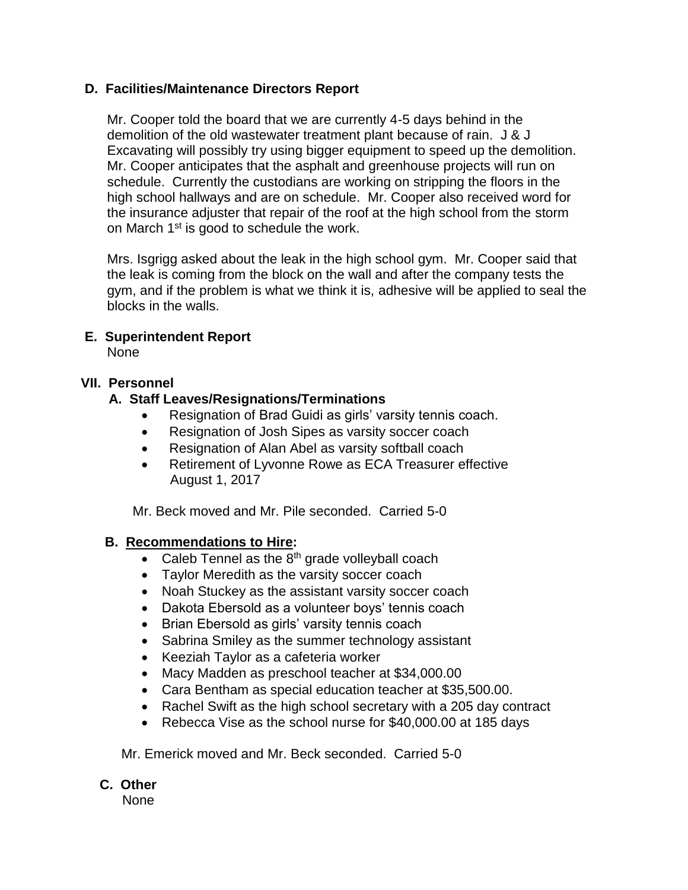### D. Facilities/Maintenance Directors Report

Mr. Cooper told the board that we are currently 4-5 days behind in the demolition of the old wastewater treatment plant because of rain. J & J Excavating will possibly try using bigger equipment to speed up the demolition. Mr. Cooper anticipates that the asphalt and greenhouse projects will run on schedule. Currently the custodians are working on stripping the floors in the high school hallways and are on schedule. Mr. Cooper also received word for the insurance adjuster that repair of the roof at the high school from the storm on March 1st is good to schedule the work.

Mrs. Isgrigg asked about the leak in the high school gym. Mr. Cooper said that the leak is coming from the block on the wall and after the company tests the gym, and if the problem is what we think it is, adhesive will be applied to seal the blocks in the walls.

### E. Superintendent Report

None

## VII. Personnel

### A. Staff Leaves/Resignations/Terminations

- Resignation of Brad Guidi as girls' varsity tennis coach.
- Resignation of Josh Sipes as varsity soccer coach
- Resignation of Alan Abel as varsity softball coach
- Retirement of Lyvonne Rowe as ECA Treasurer effective August 1, 2017

Mr. Beck moved and Mr. Pile seconded. Carried 5-0

### B. Recommendations to Hire:

- Caleb Tennel as the 8th grade volleyball coach
- Taylor Meredith as the varsity soccer coach
- Noah Stuckey as the assistant varsity soccer coach
- Dakota Ebersold as a volunteer boys' tennis coach
- Brian Ebersold as girls' varsity tennis coach
- Sabrina Smiley as the summer technology assistant
- Keeziah Taylor as a cafeteria worker
- Macy Madden as preschool teacher at $34,000.00
- Cara Bentham as special education teacher at $35,500.00.
- Rachel Swift as the high school secretary with a 205 day contract
- Rebecca Vise as the school nurse for $40,000.00 at 185 days

Mr. Emerick moved and Mr. Beck seconded. Carried 5-0

### C. Other

None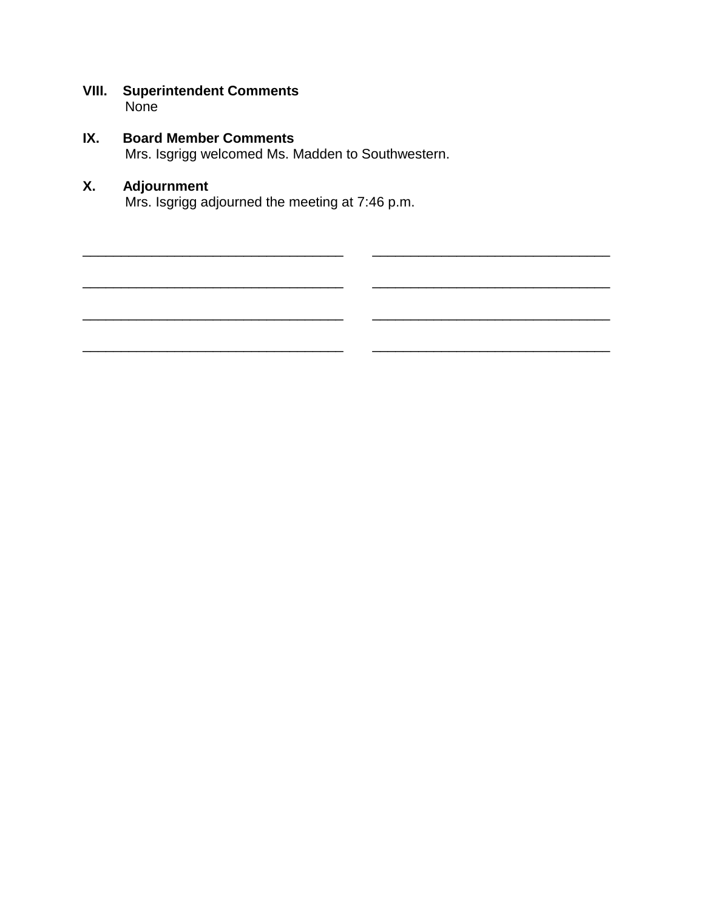**VIII. Superintendent Comments**

None

**IX. Board Member Comments**

Mrs. Isgrigg welcomed Ms. Madden to Southwestern.

**X. Adjournment**

Mrs. Isgrigg adjourned the meeting at 7:46 p.m.

___________________________________ ________________________________

___________________________________ ________________________________

___________________________________ ________________________________

___________________________________ ________________________________